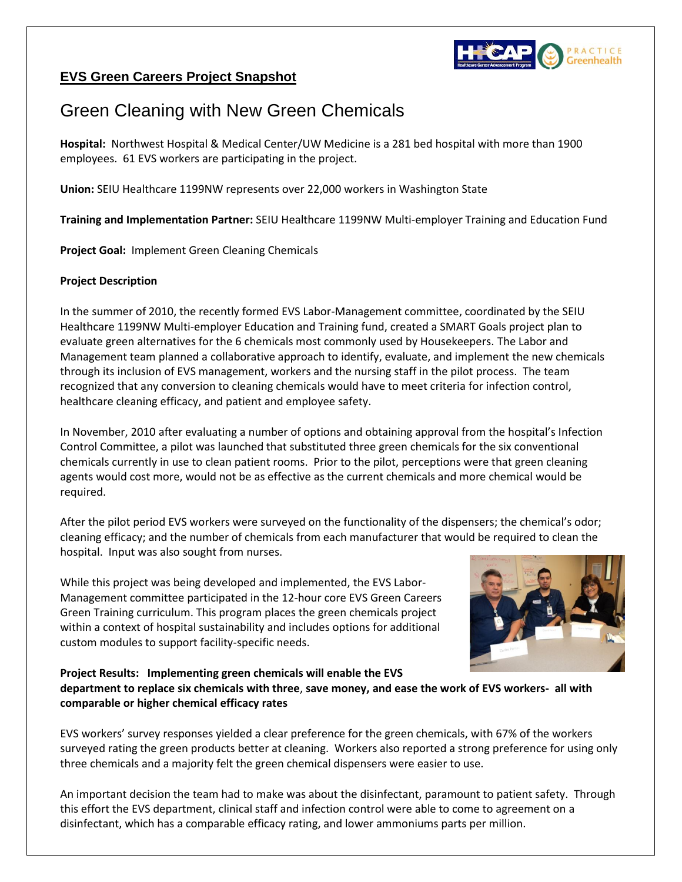**EVS Green Careers Project Snapshot**

# Green Cleaning with New Green Chemicals

**Hospital:** Northwest Hospital & Medical Center/UW Medicine is a 281 bed hospital with more than 1900 employees. 61 EVS workers are participating in the project.

**Union:** SEIU Healthcare 1199NW represents over 22,000 workers in Washington State

**Training and Implementation Partner:** SEIU Healthcare 1199NW Multi-employer Training and Education Fund

**Project Goal:** Implement Green Cleaning Chemicals

**Project Description**

In the summer of 2010, the recently formed EVS Labor-Management committee, coordinated by the SEIU Healthcare 1199NW Multi-employer Education and Training fund, created a SMART Goals project plan to evaluate green alternatives for the 6 chemicals most commonly used by Housekeepers. The Labor and Management team planned a collaborative approach to identify, evaluate, and implement the new chemicals through its inclusion of EVS management, workers and the nursing staff in the pilot process. The team recognized that any conversion to cleaning chemicals would have to meet criteria for infection control, healthcare cleaning efficacy, and patient and employee safety.

In November, 2010 after evaluating a number of options and obtaining approval from the hospital's Infection Control Committee, a pilot was launched that substituted three green chemicals for the six conventional chemicals currently in use to clean patient rooms. Prior to the pilot, perceptions were that green cleaning agents would cost more, would not be as effective as the current chemicals and more chemical would be required.

After the pilot period EVS workers were surveyed on the functionality of the dispensers; the chemical's odor; cleaning efficacy; and the number of chemicals from each manufacturer that would be required to clean the hospital. Input was also sought from nurses.

While this project was being developed and implemented, the EVS Labor-Management committee participated in the 12-hour core EVS Green Careers Green Training curriculum. This program places the green chemicals project within a context of hospital sustainability and includes options for additional custom modules to support facility-specific needs.

**Project Results: Implementing green chemicals will enable the EVS department to replace six chemicals with three, save money, and ease the work of EVS workers- all with comparable or higher chemical efficacy rates**

EVS workers' survey responses yielded a clear preference for the green chemicals, with 67% of the workers surveyed rating the green products better at cleaning. Workers also reported a strong preference for using only three chemicals and a majority felt the green chemical dispensers were easier to use.

An important decision the team had to make was about the disinfectant, paramount to patient safety. Through this effort the EVS department, clinical staff and infection control were able to come to agreement on a disinfectant, which has a comparable efficacy rating, and lower ammoniums parts per million.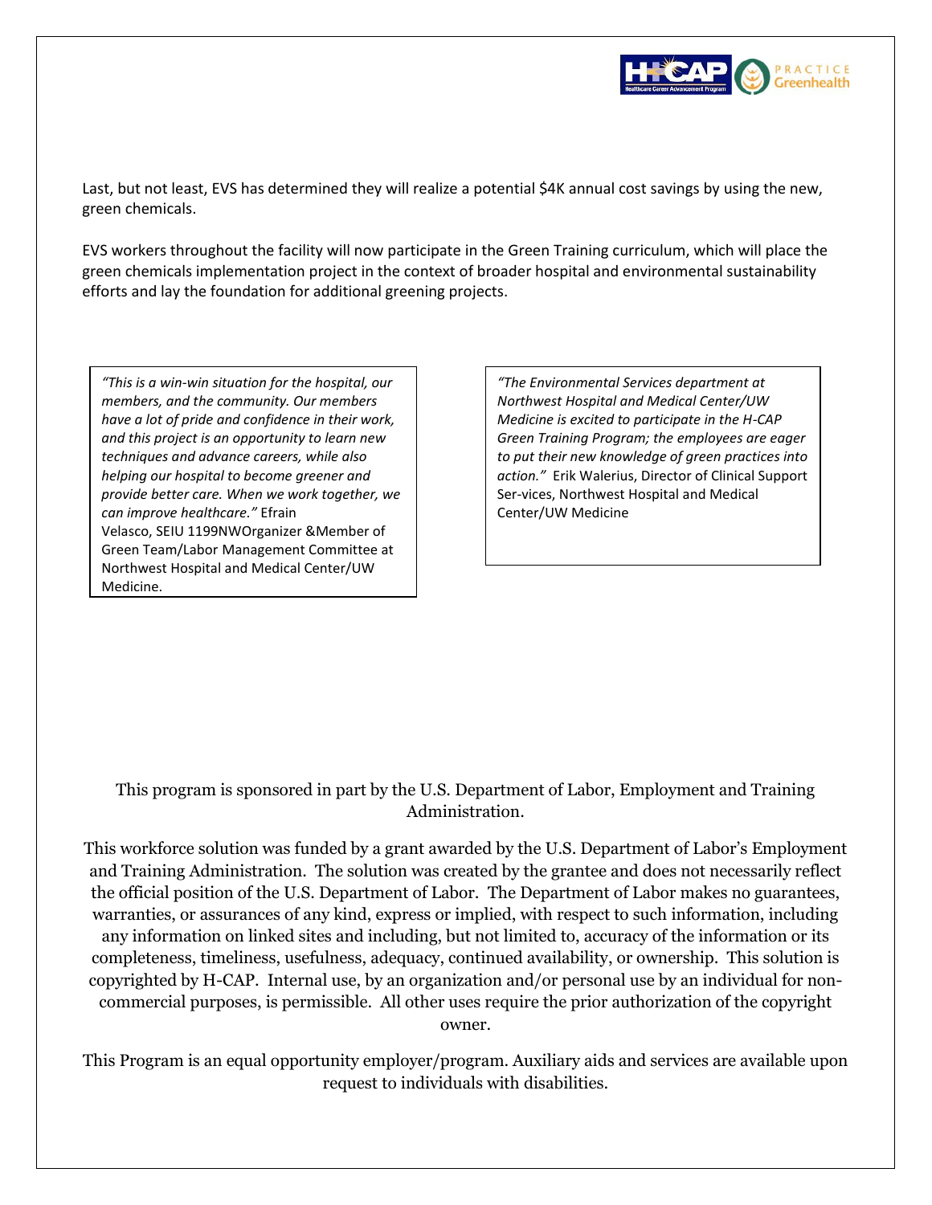Last, but not least, EVS has determined they will realize a potential $4K annual cost savings by using the new, green chemicals.

EVS workers throughout the facility will now participate in the Green Training curriculum, which will place the green chemicals implementation project in the context of broader hospital and environmental sustainability efforts and lay the foundation for additional greening projects.

> *"This is a win-win situation for the hospital, our members, and the community. Our members have a lot of pride and confidence in their work, and this project is an opportunity to learn new techniques and advance careers, while also helping our hospital to become greener and provide better care. When we work together, we can improve healthcare."* Efrain Velasco, SEIU 1199NWOrganizer &Member of Green Team/Labor Management Committee at Northwest Hospital and Medical Center/UW Medicine.

> *"The Environmental Services department at Northwest Hospital and Medical Center/UW Medicine is excited to participate in the H-CAP Green Training Program; the employees are eager to put their new knowledge of green practices into action."* Erik Walerius, Director of Clinical Support Ser-vices, Northwest Hospital and Medical Center/UW Medicine

This program is sponsored in part by the U.S. Department of Labor, Employment and Training Administration.

This workforce solution was funded by a grant awarded by the U.S. Department of Labor's Employment and Training Administration. The solution was created by the grantee and does not necessarily reflect the official position of the U.S. Department of Labor. The Department of Labor makes no guarantees, warranties, or assurances of any kind, express or implied, with respect to such information, including any information on linked sites and including, but not limited to, accuracy of the information or its completeness, timeliness, usefulness, adequacy, continued availability, or ownership. This solution is copyrighted by H-CAP. Internal use, by an organization and/or personal use by an individual for non-commercial purposes, is permissible. All other uses require the prior authorization of the copyright owner.

This Program is an equal opportunity employer/program. Auxiliary aids and services are available upon request to individuals with disabilities.